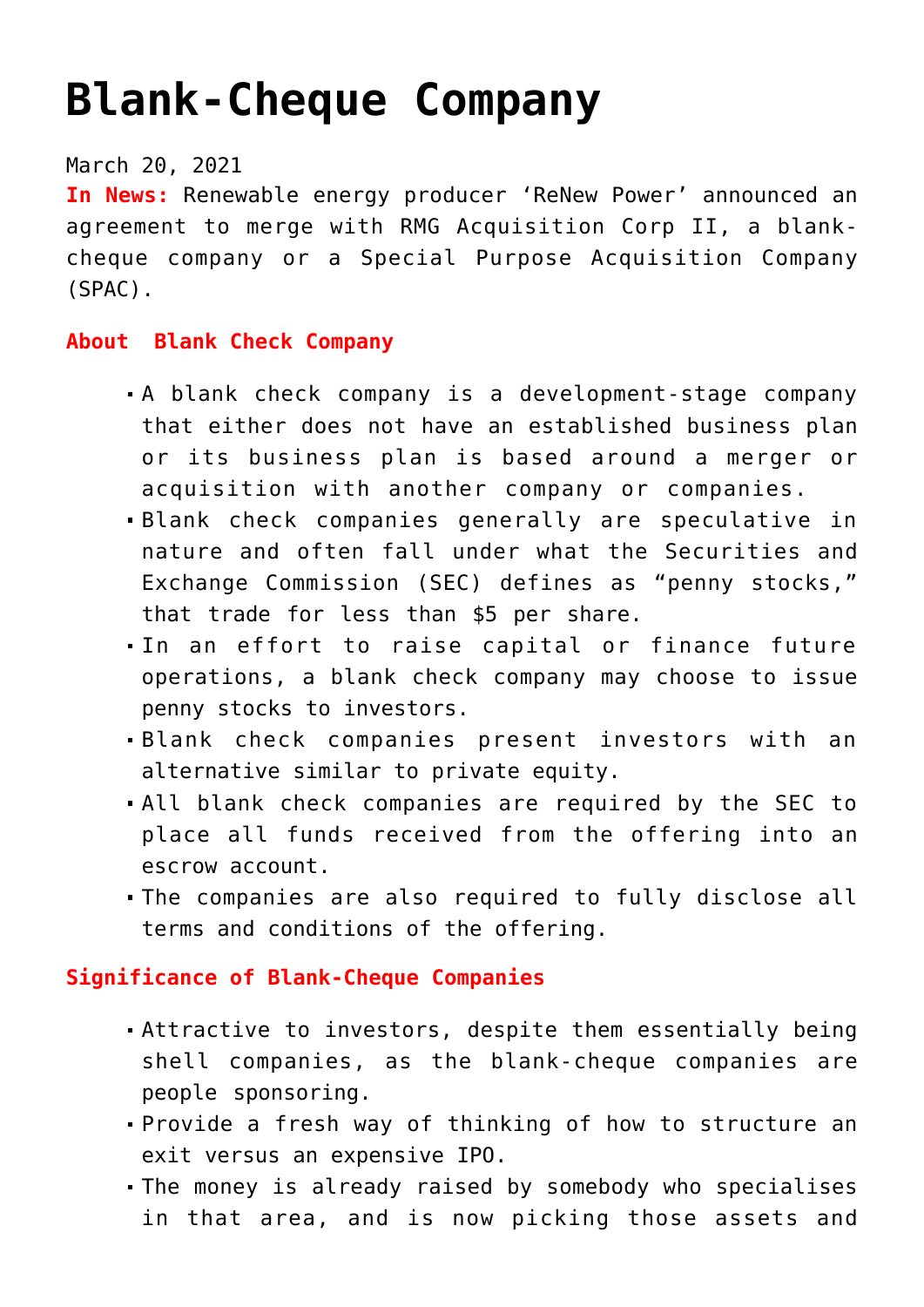# Blank-Cheque Company

March 20, 2021

**In News:** Renewable energy producer 'ReNew Power' announced an agreement to merge with RMG Acquisition Corp II, a blank-cheque company or a Special Purpose Acquisition Company (SPAC).

## About Blank Check Company

- A blank check company is a development-stage company that either does not have an established business plan or its business plan is based around a merger or acquisition with another company or companies.
- Blank check companies generally are speculative in nature and often fall under what the Securities and Exchange Commission (SEC) defines as "penny stocks," that trade for less than $5 per share.
- In an effort to raise capital or finance future operations, a blank check company may choose to issue penny stocks to investors.
- Blank check companies present investors with an alternative similar to private equity.
- All blank check companies are required by the SEC to place all funds received from the offering into an escrow account.
- The companies are also required to fully disclose all terms and conditions of the offering.

## Significance of Blank-Cheque Companies

- Attractive to investors, despite them essentially being shell companies, as the blank-cheque companies are people sponsoring.
- Provide a fresh way of thinking of how to structure an exit versus an expensive IPO.
- The money is already raised by somebody who specialises in that area, and is now picking those assets and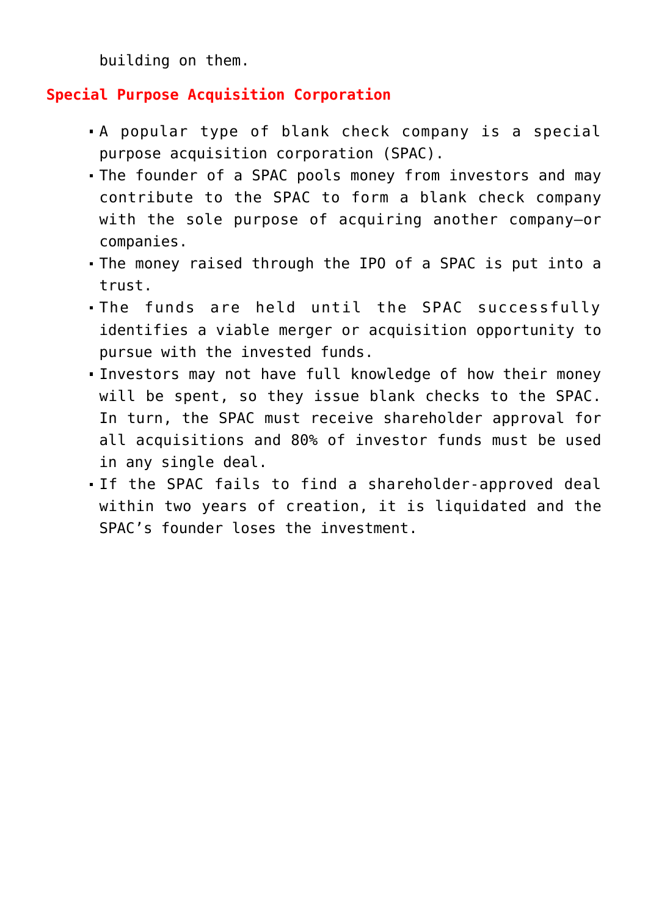building on them.

## Special Purpose Acquisition Corporation

- A popular type of blank check company is a special purpose acquisition corporation (SPAC).
- The founder of a SPAC pools money from investors and may contribute to the SPAC to form a blank check company with the sole purpose of acquiring another company—or companies.
- The money raised through the IPO of a SPAC is put into a trust.
- The funds are held until the SPAC successfully identifies a viable merger or acquisition opportunity to pursue with the invested funds.
- Investors may not have full knowledge of how their money will be spent, so they issue blank checks to the SPAC. In turn, the SPAC must receive shareholder approval for all acquisitions and 80% of investor funds must be used in any single deal.
- If the SPAC fails to find a shareholder-approved deal within two years of creation, it is liquidated and the SPAC's founder loses the investment.